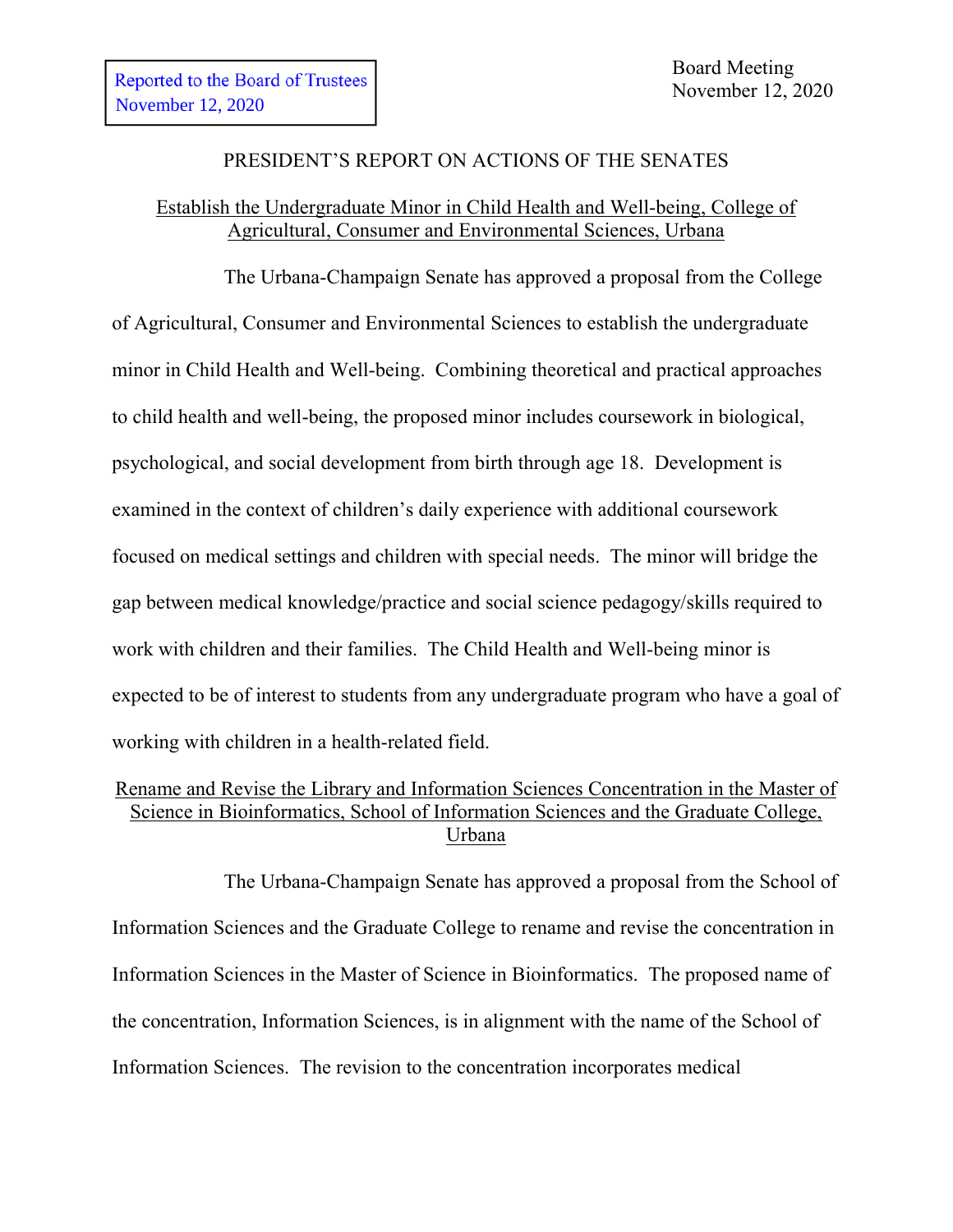Reported to the Board of Trustees
November 12, 2020

Board Meeting
November 12, 2020

# PRESIDENT'S REPORT ON ACTIONS OF THE SENATES

## Establish the Undergraduate Minor in Child Health and Well-being, College of Agricultural, Consumer and Environmental Sciences, Urbana

The Urbana-Champaign Senate has approved a proposal from the College of Agricultural, Consumer and Environmental Sciences to establish the undergraduate minor in Child Health and Well-being. Combining theoretical and practical approaches to child health and well-being, the proposed minor includes coursework in biological, psychological, and social development from birth through age 18. Development is examined in the context of children's daily experience with additional coursework focused on medical settings and children with special needs. The minor will bridge the gap between medical knowledge/practice and social science pedagogy/skills required to work with children and their families. The Child Health and Well-being minor is expected to be of interest to students from any undergraduate program who have a goal of working with children in a health-related field.

## Rename and Revise the Library and Information Sciences Concentration in the Master of Science in Bioinformatics, School of Information Sciences and the Graduate College, Urbana

The Urbana-Champaign Senate has approved a proposal from the School of Information Sciences and the Graduate College to rename and revise the concentration in Information Sciences in the Master of Science in Bioinformatics. The proposed name of the concentration, Information Sciences, is in alignment with the name of the School of Information Sciences. The revision to the concentration incorporates medical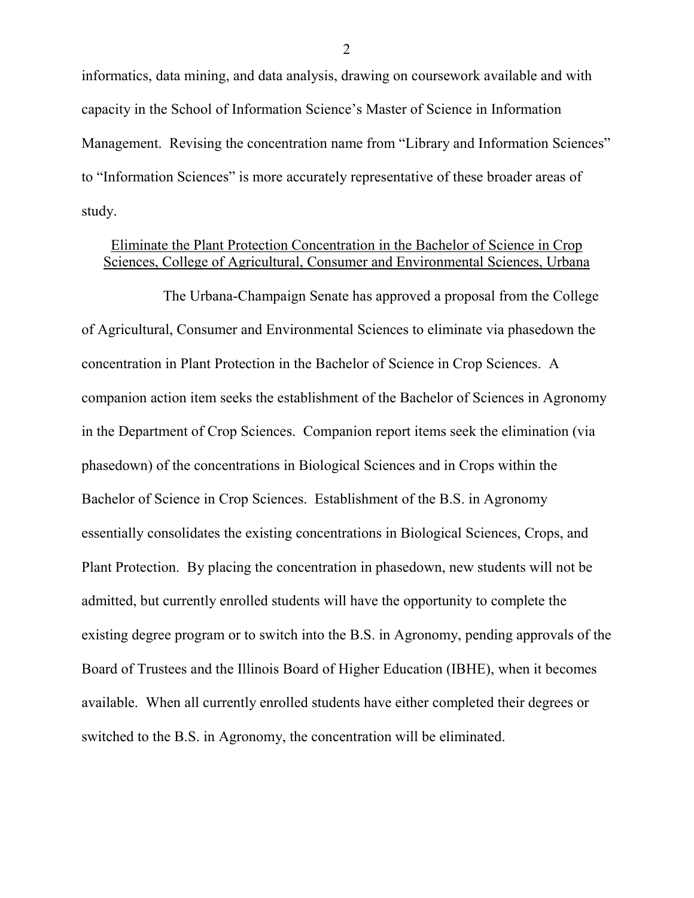informatics, data mining, and data analysis, drawing on coursework available and with capacity in the School of Information Science's Master of Science in Information Management. Revising the concentration name from "Library and Information Sciences" to "Information Sciences" is more accurately representative of these broader areas of study.

<u>Eliminate the Plant Protection Concentration in the Bachelor of Science in Crop Sciences, College of Agricultural, Consumer and Environmental Sciences, Urbana</u>

The Urbana-Champaign Senate has approved a proposal from the College of Agricultural, Consumer and Environmental Sciences to eliminate via phasedown the concentration in Plant Protection in the Bachelor of Science in Crop Sciences. A companion action item seeks the establishment of the Bachelor of Sciences in Agronomy in the Department of Crop Sciences. Companion report items seek the elimination (via phasedown) of the concentrations in Biological Sciences and in Crops within the Bachelor of Science in Crop Sciences. Establishment of the B.S. in Agronomy essentially consolidates the existing concentrations in Biological Sciences, Crops, and Plant Protection. By placing the concentration in phasedown, new students will not be admitted, but currently enrolled students will have the opportunity to complete the existing degree program or to switch into the B.S. in Agronomy, pending approvals of the Board of Trustees and the Illinois Board of Higher Education (IBHE), when it becomes available. When all currently enrolled students have either completed their degrees or switched to the B.S. in Agronomy, the concentration will be eliminated.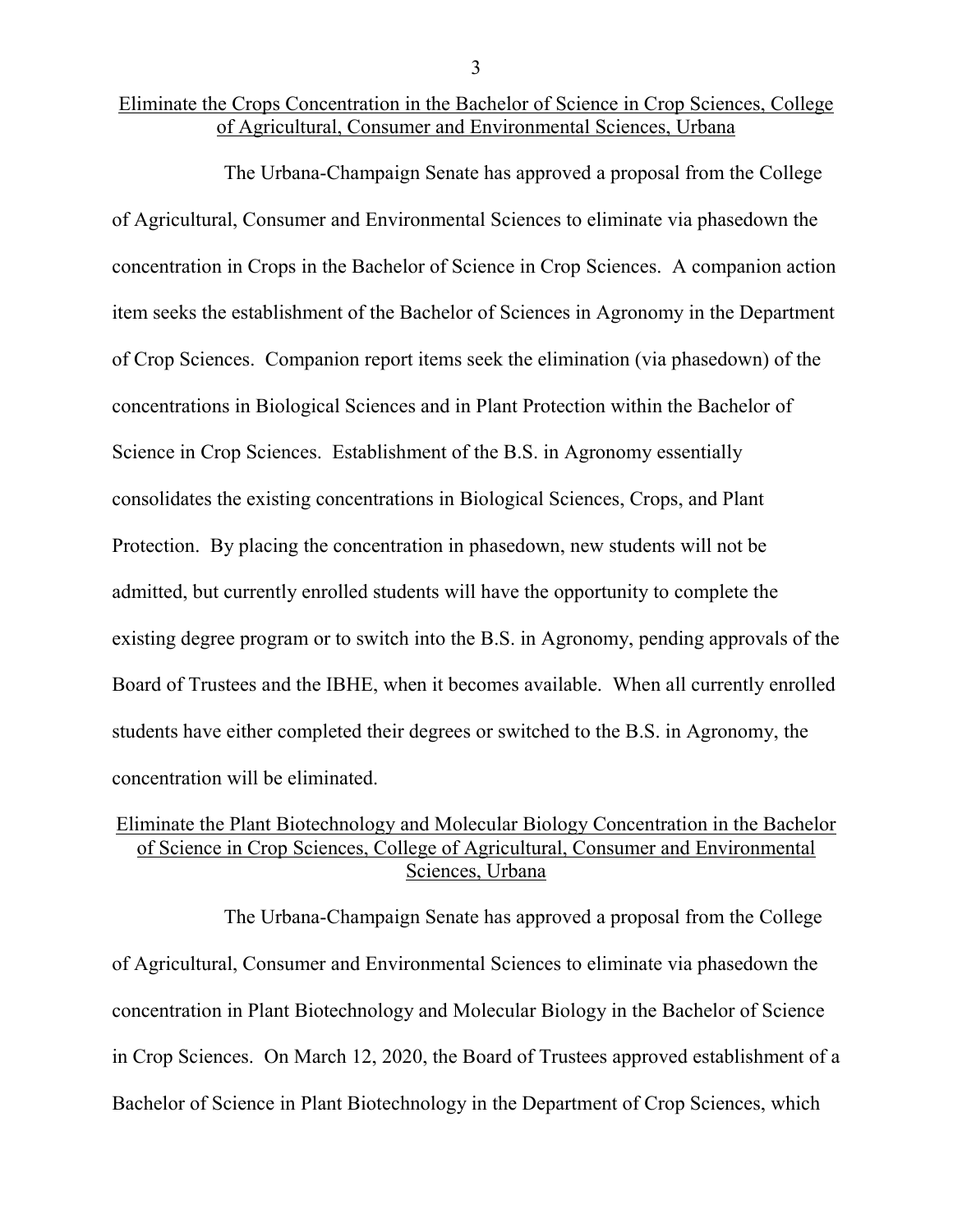## Eliminate the Crops Concentration in the Bachelor of Science in Crop Sciences, College of Agricultural, Consumer and Environmental Sciences, Urbana

The Urbana-Champaign Senate has approved a proposal from the College of Agricultural, Consumer and Environmental Sciences to eliminate via phasedown the concentration in Crops in the Bachelor of Science in Crop Sciences. A companion action item seeks the establishment of the Bachelor of Sciences in Agronomy in the Department of Crop Sciences. Companion report items seek the elimination (via phasedown) of the concentrations in Biological Sciences and in Plant Protection within the Bachelor of Science in Crop Sciences. Establishment of the B.S. in Agronomy essentially consolidates the existing concentrations in Biological Sciences, Crops, and Plant Protection. By placing the concentration in phasedown, new students will not be admitted, but currently enrolled students will have the opportunity to complete the existing degree program or to switch into the B.S. in Agronomy, pending approvals of the Board of Trustees and the IBHE, when it becomes available. When all currently enrolled students have either completed their degrees or switched to the B.S. in Agronomy, the concentration will be eliminated.

## Eliminate the Plant Biotechnology and Molecular Biology Concentration in the Bachelor of Science in Crop Sciences, College of Agricultural, Consumer and Environmental Sciences, Urbana

The Urbana-Champaign Senate has approved a proposal from the College of Agricultural, Consumer and Environmental Sciences to eliminate via phasedown the concentration in Plant Biotechnology and Molecular Biology in the Bachelor of Science in Crop Sciences. On March 12, 2020, the Board of Trustees approved establishment of a Bachelor of Science in Plant Biotechnology in the Department of Crop Sciences, which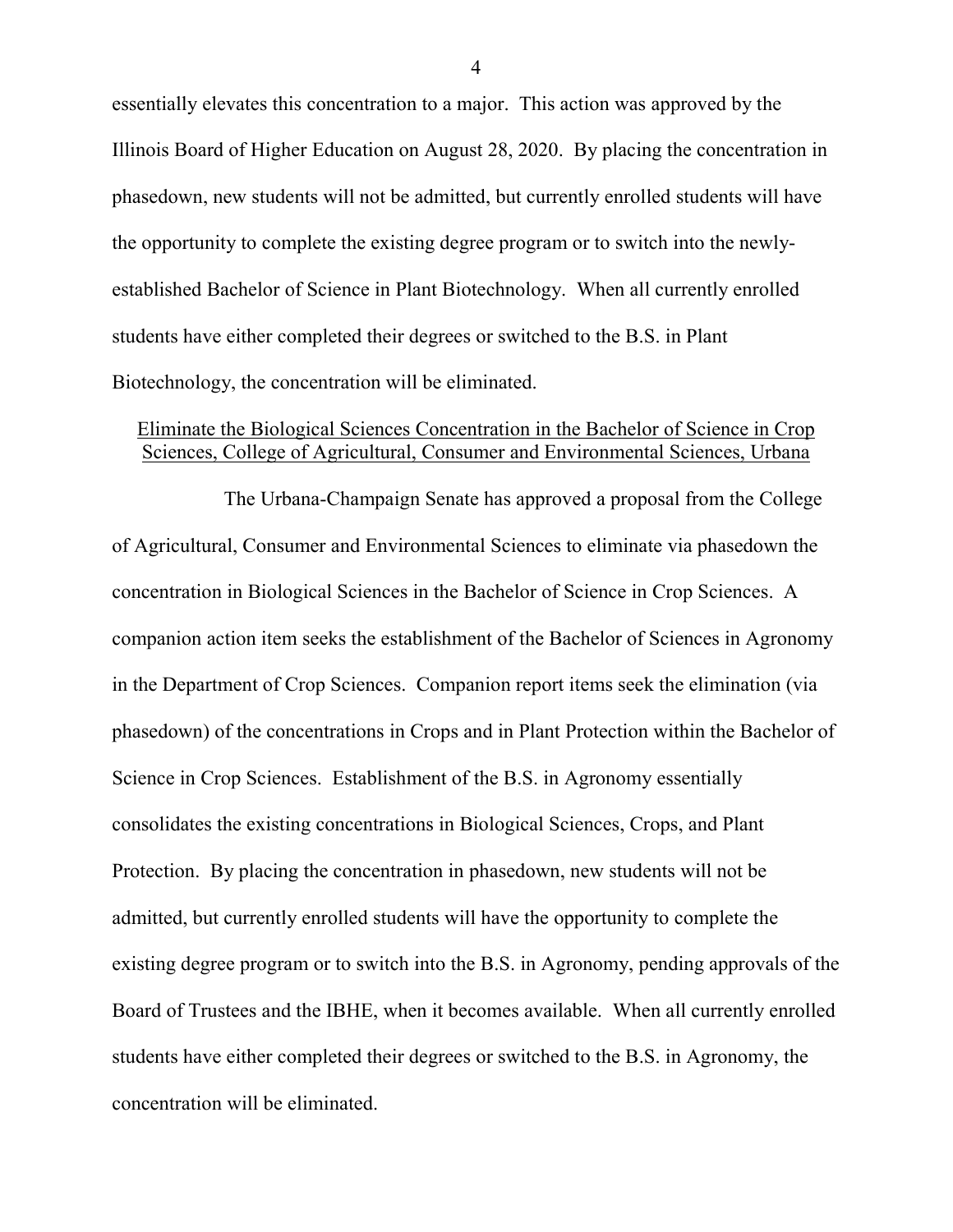essentially elevates this concentration to a major. This action was approved by the Illinois Board of Higher Education on August 28, 2020. By placing the concentration in phasedown, new students will not be admitted, but currently enrolled students will have the opportunity to complete the existing degree program or to switch into the newly-established Bachelor of Science in Plant Biotechnology. When all currently enrolled students have either completed their degrees or switched to the B.S. in Plant Biotechnology, the concentration will be eliminated.

Eliminate the Biological Sciences Concentration in the Bachelor of Science in Crop Sciences, College of Agricultural, Consumer and Environmental Sciences, Urbana

The Urbana-Champaign Senate has approved a proposal from the College of Agricultural, Consumer and Environmental Sciences to eliminate via phasedown the concentration in Biological Sciences in the Bachelor of Science in Crop Sciences. A companion action item seeks the establishment of the Bachelor of Sciences in Agronomy in the Department of Crop Sciences. Companion report items seek the elimination (via phasedown) of the concentrations in Crops and in Plant Protection within the Bachelor of Science in Crop Sciences. Establishment of the B.S. in Agronomy essentially consolidates the existing concentrations in Biological Sciences, Crops, and Plant Protection. By placing the concentration in phasedown, new students will not be admitted, but currently enrolled students will have the opportunity to complete the existing degree program or to switch into the B.S. in Agronomy, pending approvals of the Board of Trustees and the IBHE, when it becomes available. When all currently enrolled students have either completed their degrees or switched to the B.S. in Agronomy, the concentration will be eliminated.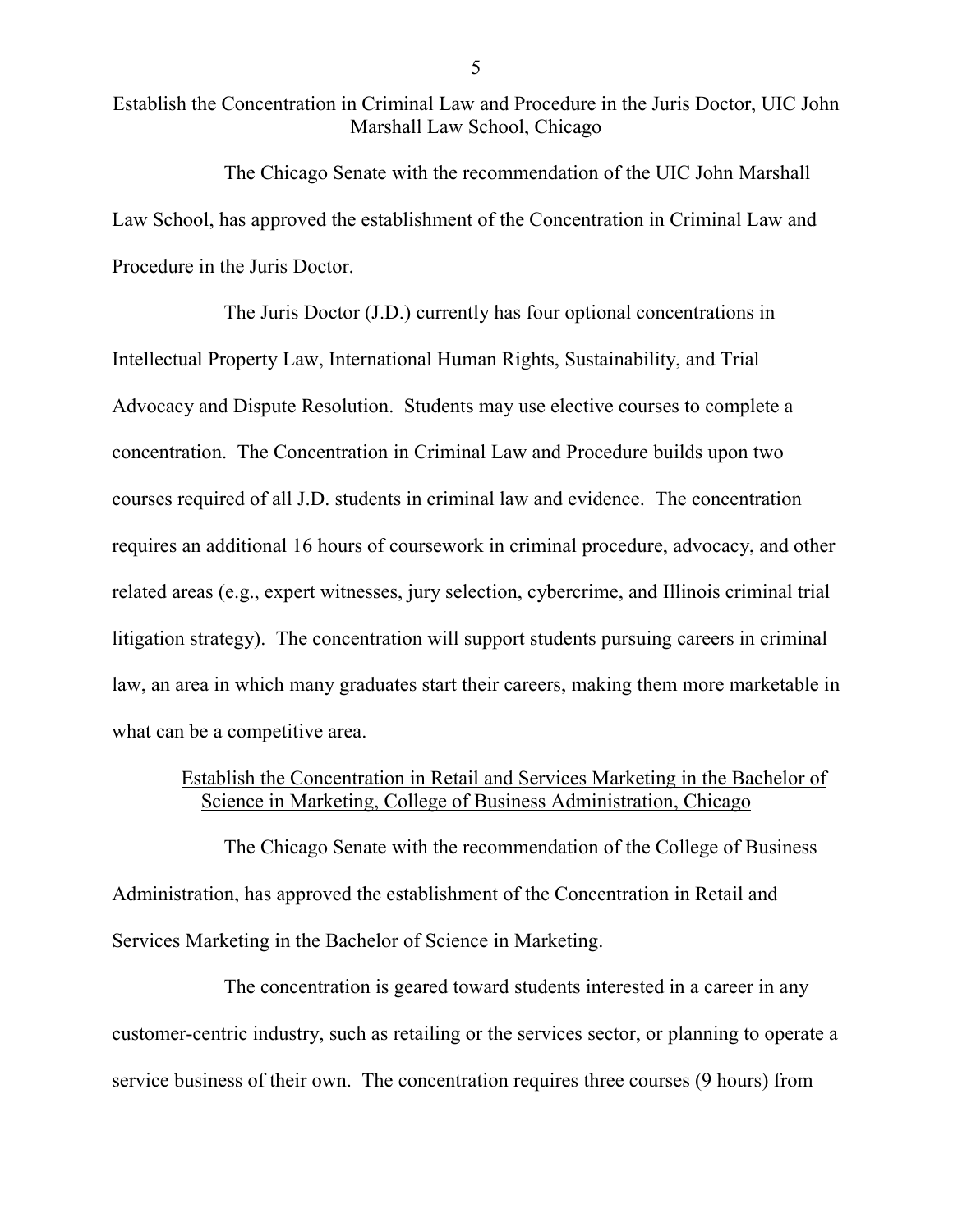## Establish the Concentration in Criminal Law and Procedure in the Juris Doctor, UIC John Marshall Law School, Chicago

The Chicago Senate with the recommendation of the UIC John Marshall Law School, has approved the establishment of the Concentration in Criminal Law and Procedure in the Juris Doctor.

The Juris Doctor (J.D.) currently has four optional concentrations in Intellectual Property Law, International Human Rights, Sustainability, and Trial Advocacy and Dispute Resolution. Students may use elective courses to complete a concentration. The Concentration in Criminal Law and Procedure builds upon two courses required of all J.D. students in criminal law and evidence. The concentration requires an additional 16 hours of coursework in criminal procedure, advocacy, and other related areas (e.g., expert witnesses, jury selection, cybercrime, and Illinois criminal trial litigation strategy). The concentration will support students pursuing careers in criminal law, an area in which many graduates start their careers, making them more marketable in what can be a competitive area.

## Establish the Concentration in Retail and Services Marketing in the Bachelor of Science in Marketing, College of Business Administration, Chicago

The Chicago Senate with the recommendation of the College of Business Administration, has approved the establishment of the Concentration in Retail and Services Marketing in the Bachelor of Science in Marketing.

The concentration is geared toward students interested in a career in any customer-centric industry, such as retailing or the services sector, or planning to operate a service business of their own. The concentration requires three courses (9 hours) from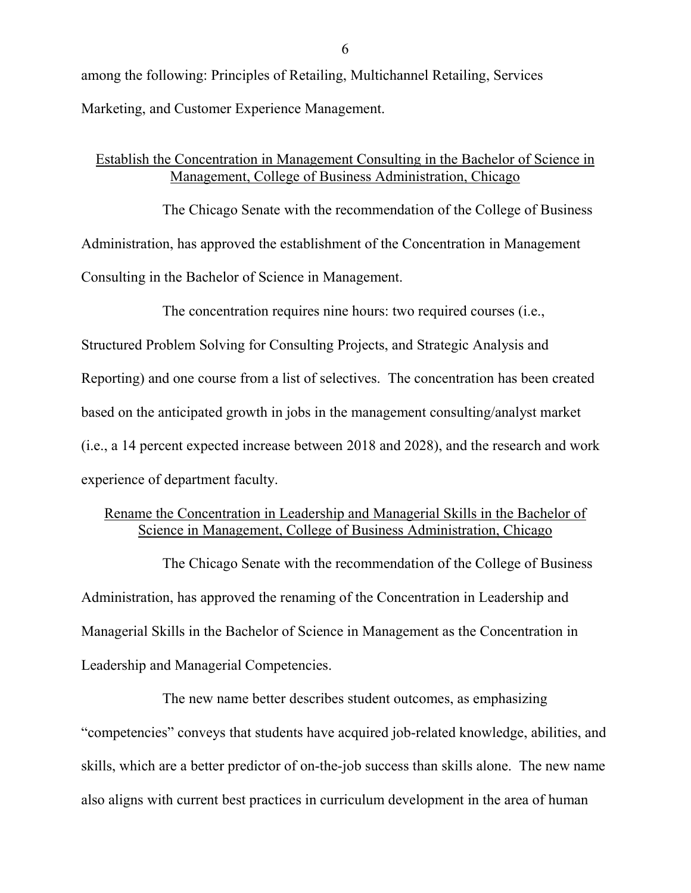among the following: Principles of Retailing, Multichannel Retailing, Services Marketing, and Customer Experience Management.

## Establish the Concentration in Management Consulting in the Bachelor of Science in Management, College of Business Administration, Chicago

The Chicago Senate with the recommendation of the College of Business Administration, has approved the establishment of the Concentration in Management Consulting in the Bachelor of Science in Management.

The concentration requires nine hours: two required courses (i.e., Structured Problem Solving for Consulting Projects, and Strategic Analysis and Reporting) and one course from a list of selectives. The concentration has been created based on the anticipated growth in jobs in the management consulting/analyst market (i.e., a 14 percent expected increase between 2018 and 2028), and the research and work experience of department faculty.

## Rename the Concentration in Leadership and Managerial Skills in the Bachelor of Science in Management, College of Business Administration, Chicago

The Chicago Senate with the recommendation of the College of Business Administration, has approved the renaming of the Concentration in Leadership and Managerial Skills in the Bachelor of Science in Management as the Concentration in Leadership and Managerial Competencies.

The new name better describes student outcomes, as emphasizing "competencies" conveys that students have acquired job-related knowledge, abilities, and skills, which are a better predictor of on-the-job success than skills alone. The new name also aligns with current best practices in curriculum development in the area of human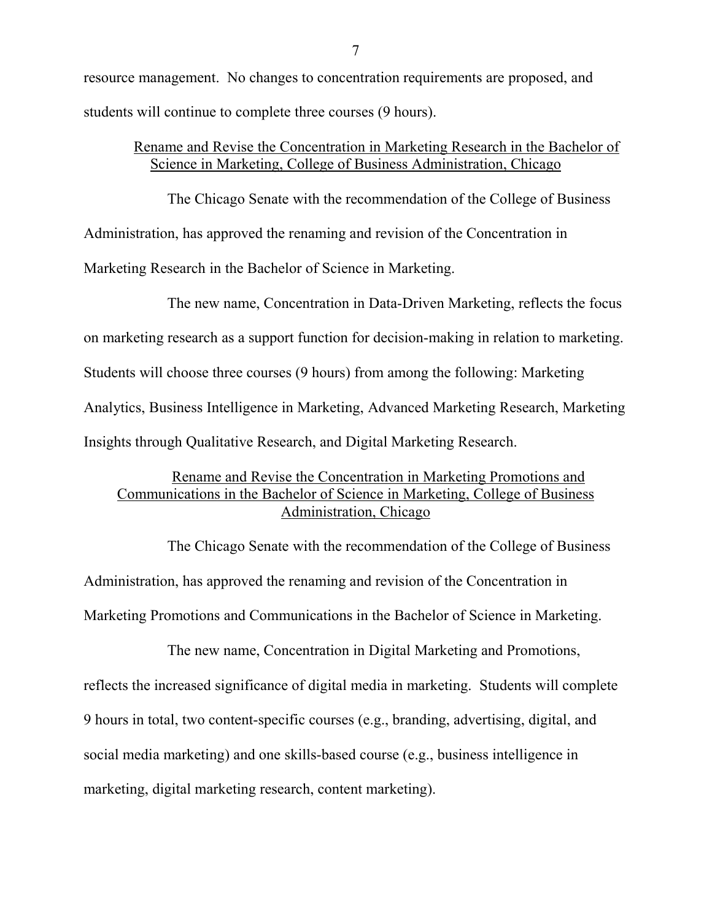resource management. No changes to concentration requirements are proposed, and students will continue to complete three courses (9 hours).

### Rename and Revise the Concentration in Marketing Research in the Bachelor of Science in Marketing, College of Business Administration, Chicago

The Chicago Senate with the recommendation of the College of Business Administration, has approved the renaming and revision of the Concentration in Marketing Research in the Bachelor of Science in Marketing.

The new name, Concentration in Data-Driven Marketing, reflects the focus on marketing research as a support function for decision-making in relation to marketing. Students will choose three courses (9 hours) from among the following: Marketing Analytics, Business Intelligence in Marketing, Advanced Marketing Research, Marketing Insights through Qualitative Research, and Digital Marketing Research.

### Rename and Revise the Concentration in Marketing Promotions and Communications in the Bachelor of Science in Marketing, College of Business Administration, Chicago

The Chicago Senate with the recommendation of the College of Business Administration, has approved the renaming and revision of the Concentration in Marketing Promotions and Communications in the Bachelor of Science in Marketing.

The new name, Concentration in Digital Marketing and Promotions, reflects the increased significance of digital media in marketing. Students will complete 9 hours in total, two content-specific courses (e.g., branding, advertising, digital, and social media marketing) and one skills-based course (e.g., business intelligence in marketing, digital marketing research, content marketing).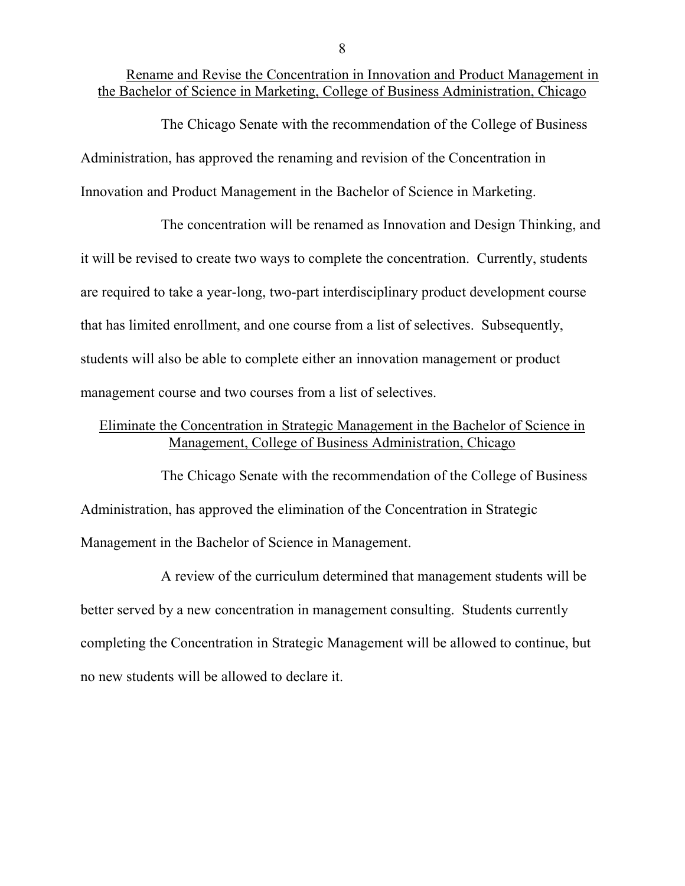<u>Rename and Revise the Concentration in Innovation and Product Management in the Bachelor of Science in Marketing, College of Business Administration, Chicago</u>

The Chicago Senate with the recommendation of the College of Business Administration, has approved the renaming and revision of the Concentration in Innovation and Product Management in the Bachelor of Science in Marketing.

The concentration will be renamed as Innovation and Design Thinking, and it will be revised to create two ways to complete the concentration. Currently, students are required to take a year-long, two-part interdisciplinary product development course that has limited enrollment, and one course from a list of selectives. Subsequently, students will also be able to complete either an innovation management or product management course and two courses from a list of selectives.

<u>Eliminate the Concentration in Strategic Management in the Bachelor of Science in Management, College of Business Administration, Chicago</u>

The Chicago Senate with the recommendation of the College of Business Administration, has approved the elimination of the Concentration in Strategic Management in the Bachelor of Science in Management.

A review of the curriculum determined that management students will be better served by a new concentration in management consulting. Students currently completing the Concentration in Strategic Management will be allowed to continue, but no new students will be allowed to declare it.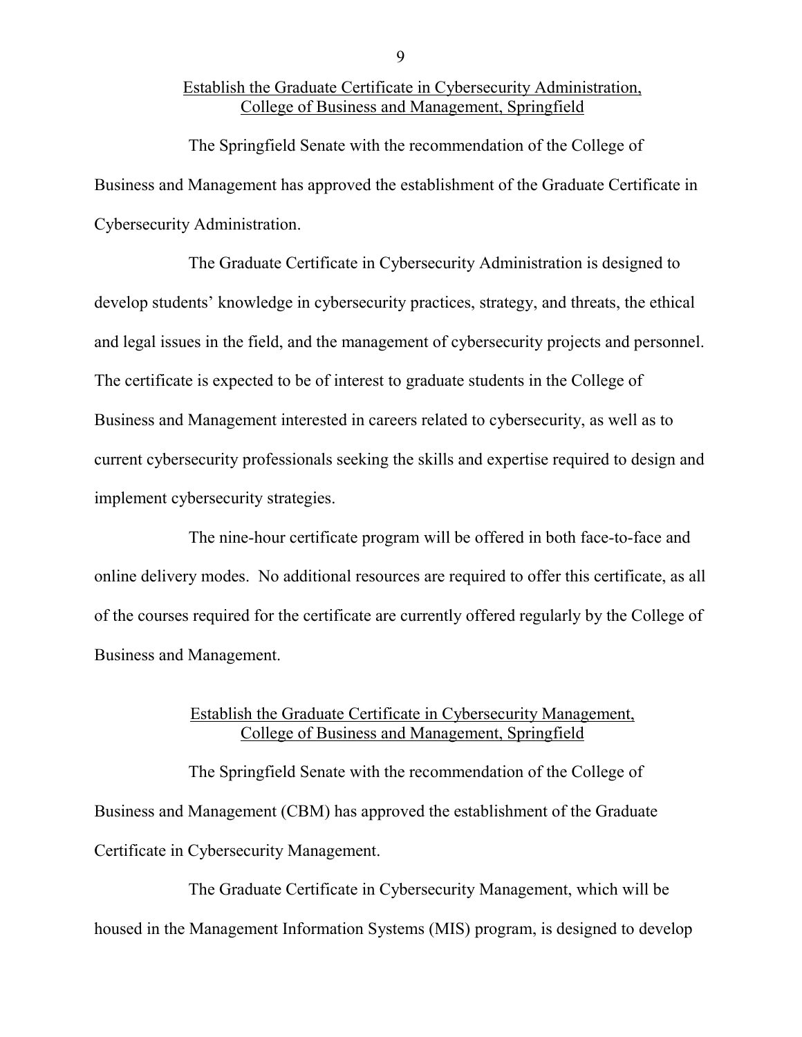## Establish the Graduate Certificate in Cybersecurity Administration, College of Business and Management, Springfield

The Springfield Senate with the recommendation of the College of Business and Management has approved the establishment of the Graduate Certificate in Cybersecurity Administration.

The Graduate Certificate in Cybersecurity Administration is designed to develop students' knowledge in cybersecurity practices, strategy, and threats, the ethical and legal issues in the field, and the management of cybersecurity projects and personnel. The certificate is expected to be of interest to graduate students in the College of Business and Management interested in careers related to cybersecurity, as well as to current cybersecurity professionals seeking the skills and expertise required to design and implement cybersecurity strategies.

The nine-hour certificate program will be offered in both face-to-face and online delivery modes. No additional resources are required to offer this certificate, as all of the courses required for the certificate are currently offered regularly by the College of Business and Management.

## Establish the Graduate Certificate in Cybersecurity Management, College of Business and Management, Springfield

The Springfield Senate with the recommendation of the College of Business and Management (CBM) has approved the establishment of the Graduate Certificate in Cybersecurity Management.

The Graduate Certificate in Cybersecurity Management, which will be housed in the Management Information Systems (MIS) program, is designed to develop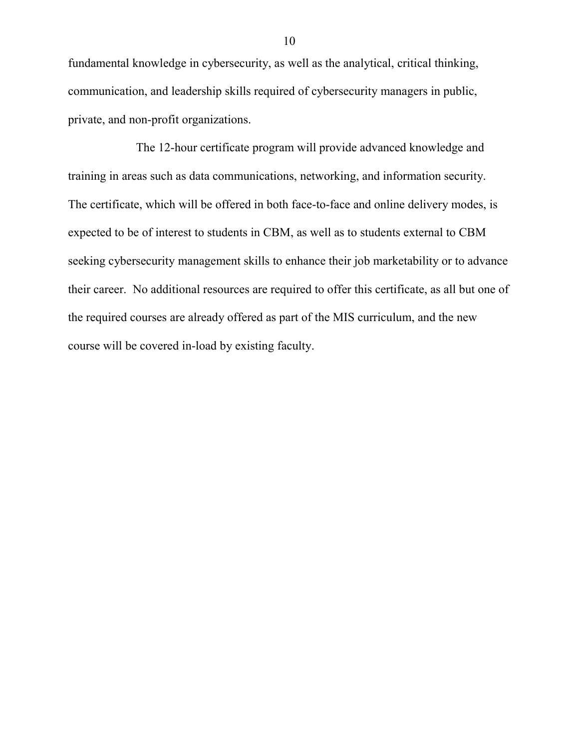fundamental knowledge in cybersecurity, as well as the analytical, critical thinking, communication, and leadership skills required of cybersecurity managers in public, private, and non-profit organizations.

The 12-hour certificate program will provide advanced knowledge and training in areas such as data communications, networking, and information security. The certificate, which will be offered in both face-to-face and online delivery modes, is expected to be of interest to students in CBM, as well as to students external to CBM seeking cybersecurity management skills to enhance their job marketability or to advance their career. No additional resources are required to offer this certificate, as all but one of the required courses are already offered as part of the MIS curriculum, and the new course will be covered in-load by existing faculty.